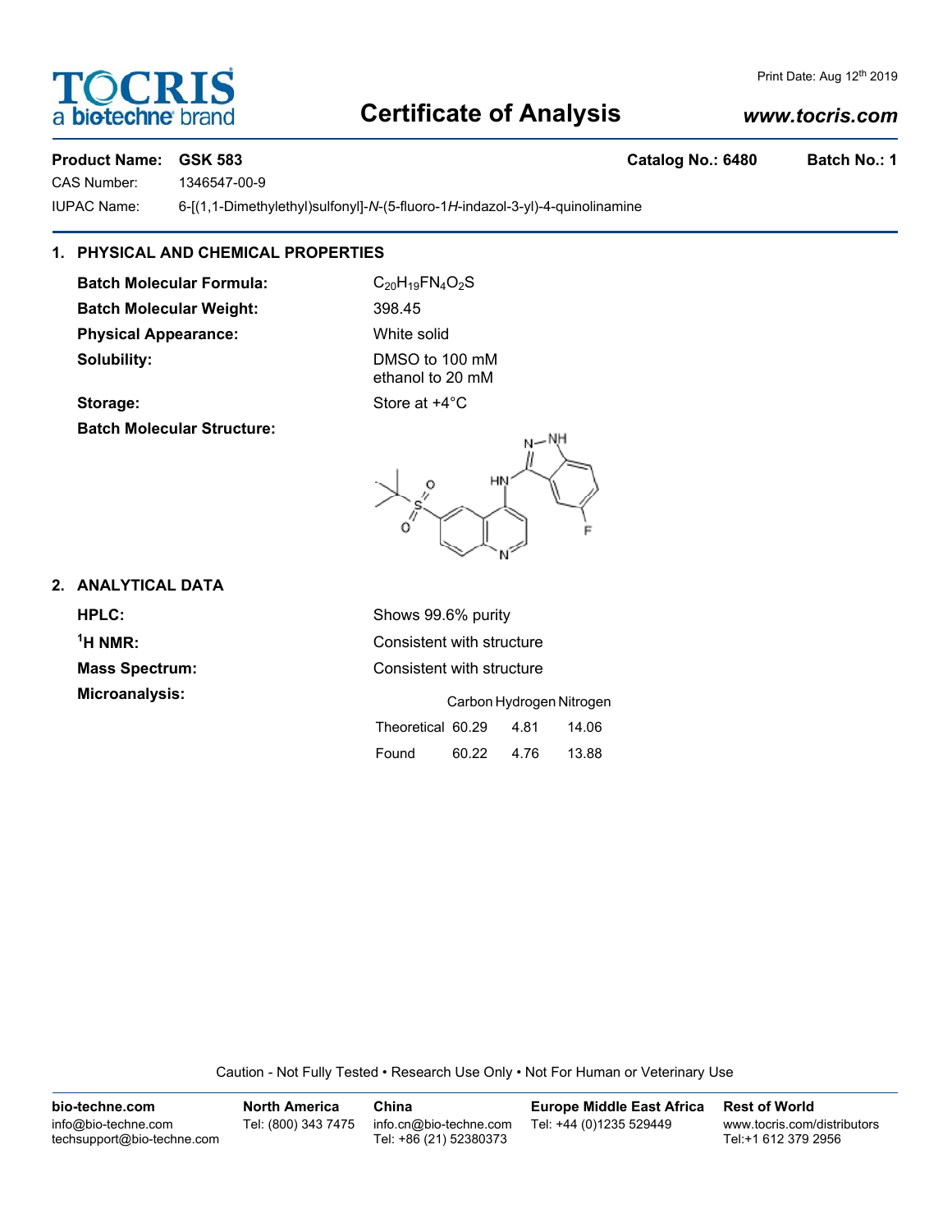# Certificate of Analysis

Print Date: Aug 12th 2019

www.tocris.com

**Product Name: GSK 583** **Catalog No.: 6480** **Batch No.: 1**

CAS Number: 1346547-00-9

IUPAC Name: 6-[(1,1-Dimethylethyl)sulfonyl]-*N*-(5-fluoro-1*H*-indazol-3-yl)-4-quinolinamine

## 1. PHYSICAL AND CHEMICAL PROPERTIES

**Batch Molecular Formula:** $C_{20}H_{19}FN_4O_2S$

**Batch Molecular Weight:** 398.45

**Physical Appearance:** White solid

**Solubility:** DMSO to 100 mM
ethanol to 20 mM

**Storage:** Store at +4°C

**Batch Molecular Structure:**

## 2. ANALYTICAL DATA

**HPLC:** Shows 99.6% purity

**$^1$H NMR:** Consistent with structure

**Mass Spectrum:** Consistent with structure

**Microanalysis:**

| | Carbon | Hydrogen | Nitrogen |
|---|---|---|---|
| Theoretical | 60.29 | 4.81 | 14.06 |
| Found | 60.22 | 4.76 | 13.88 |

Caution - Not Fully Tested • Research Use Only • Not For Human or Veterinary Use

**bio-techne.com**
info@bio-techne.com
techsupport@bio-techne.com

**North America**
Tel: (800) 343 7475

**China**
info.cn@bio-techne.com
Tel: +86 (21) 52380373

**Europe Middle East Africa**
Tel: +44 (0)1235 529449

**Rest of World**
www.tocris.com/distributors
Tel:+1 612 379 2956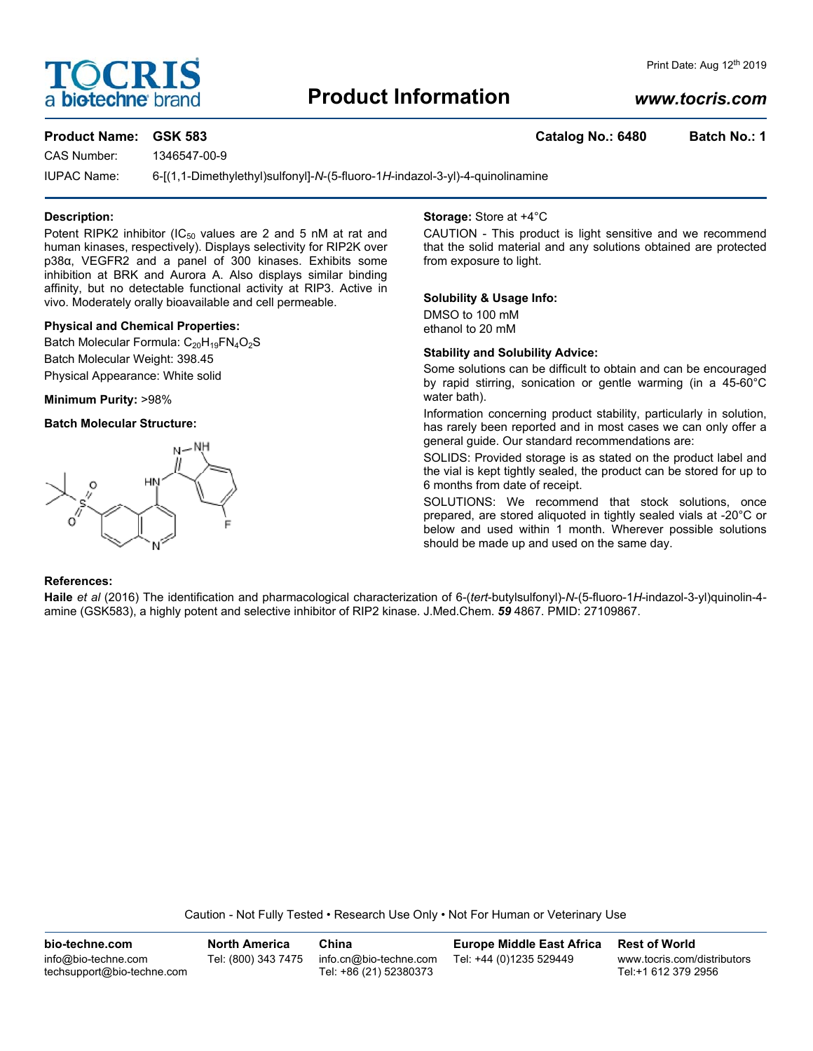# Product Information

Print Date: Aug 12th 2019

www.tocris.com

**Product Name: GSK 583** **Catalog No.: 6480** **Batch No.: 1**

CAS Number: 1346547-00-9

IUPAC Name: 6-[(1,1-Dimethylethyl)sulfonyl]-*N*-(5-fluoro-1*H*-indazol-3-yl)-4-quinolinamine

### Description:

Potent RIPK2 inhibitor ($IC_{50}$ values are 2 and 5 nM at rat and human kinases, respectively). Displays selectivity for RIP2K over p38α, VEGFR2 and a panel of 300 kinases. Exhibits some inhibition at BRK and Aurora A. Also displays similar binding affinity, but no detectable functional activity at RIP3. Active in vivo. Moderately orally bioavailable and cell permeable.

### Physical and Chemical Properties:

Batch Molecular Formula: $C_{20}H_{19}FN_4O_2S$

Batch Molecular Weight: 398.45

Physical Appearance: White solid

**Minimum Purity:** >98%

### Batch Molecular Structure:

### Storage: Store at +4°C

CAUTION - This product is light sensitive and we recommend that the solid material and any solutions obtained are protected from exposure to light.

### Solubility & Usage Info:

DMSO to 100 mM
ethanol to 20 mM

### Stability and Solubility Advice:

Some solutions can be difficult to obtain and can be encouraged by rapid stirring, sonication or gentle warming (in a 45-60°C water bath).

Information concerning product stability, particularly in solution, has rarely been reported and in most cases we can only offer a general guide. Our standard recommendations are:

SOLIDS: Provided storage is as stated on the product label and the vial is kept tightly sealed, the product can be stored for up to 6 months from date of receipt.

SOLUTIONS: We recommend that stock solutions, once prepared, are stored aliquoted in tightly sealed vials at -20°C or below and used within 1 month. Wherever possible solutions should be made up and used on the same day.

### References:

**Haile** *et al* (2016) The identification and pharmacological characterization of 6-(*tert*-butylsulfonyl)-*N*-(5-fluoro-1*H*-indazol-3-yl)quinolin-4-amine (GSK583), a highly potent and selective inhibitor of RIP2 kinase. J.Med.Chem. ***59*** 4867. PMID: 27109867.

Caution - Not Fully Tested • Research Use Only • Not For Human or Veterinary Use

**bio-techne.com**
info@bio-techne.com
techsupport@bio-techne.com

**North America**
Tel: (800) 343 7475

**China**
info.cn@bio-techne.com
Tel: +86 (21) 52380373

**Europe Middle East Africa**
Tel: +44 (0)1235 529449

**Rest of World**
www.tocris.com/distributors
Tel:+1 612 379 2956